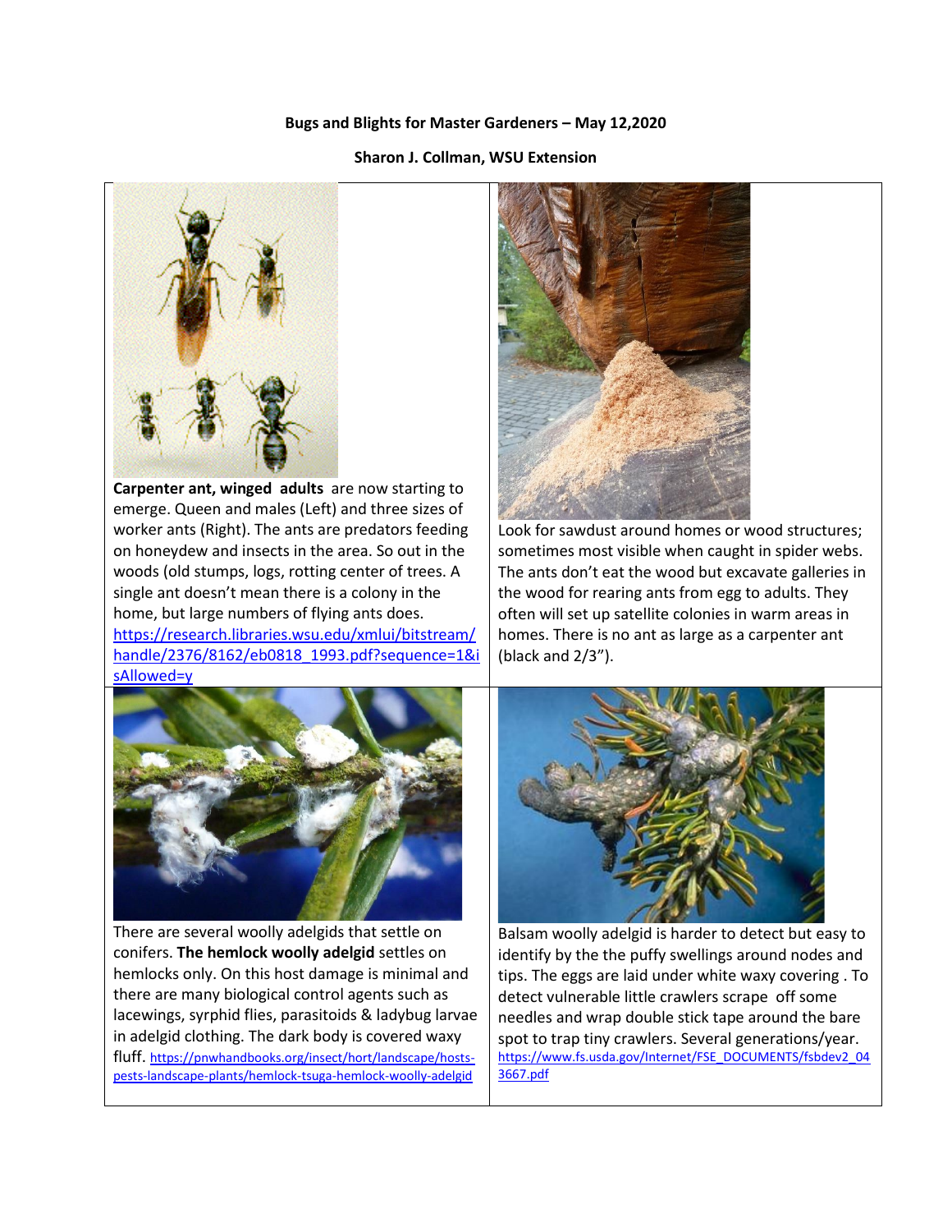**Bugs and Blights for Master Gardeners – May 12,2020**

**Sharon J. Collman, WSU Extension**

**Carpenter ant, winged adults** are now starting to emerge. Queen and males (Left) and three sizes of worker ants (Right). The ants are predators feeding on honeydew and insects in the area. So out in the woods (old stumps, logs, rotting center of trees. A single ant doesn't mean there is a colony in the home, but large numbers of flying ants does. https://research.libraries.wsu.edu/xmlui/bitstream/handle/2376/8162/eb0818_1993.pdf?sequence=1&isAllowed=y

Look for sawdust around homes or wood structures; sometimes most visible when caught in spider webs. The ants don't eat the wood but excavate galleries in the wood for rearing ants from egg to adults. They often will set up satellite colonies in warm areas in homes. There is no ant as large as a carpenter ant (black and 2/3").

There are several woolly adelgids that settle on conifers. **The hemlock woolly adelgid** settles on hemlocks only. On this host damage is minimal and there are many biological control agents such as lacewings, syrphid flies, parasitoids & ladybug larvae in adelgid clothing. The dark body is covered waxy fluff. https://pnwhandbooks.org/insect/hort/landscape/hosts-pests-landscape-plants/hemlock-tsuga-hemlock-woolly-adelgid

Balsam woolly adelgid is harder to detect but easy to identify by the the puffy swellings around nodes and tips. The eggs are laid under white waxy covering . To detect vulnerable little crawlers scrape off some needles and wrap double stick tape around the bare spot to trap tiny crawlers. Several generations/year. https://www.fs.usda.gov/Internet/FSE_DOCUMENTS/fsbdev2_043667.pdf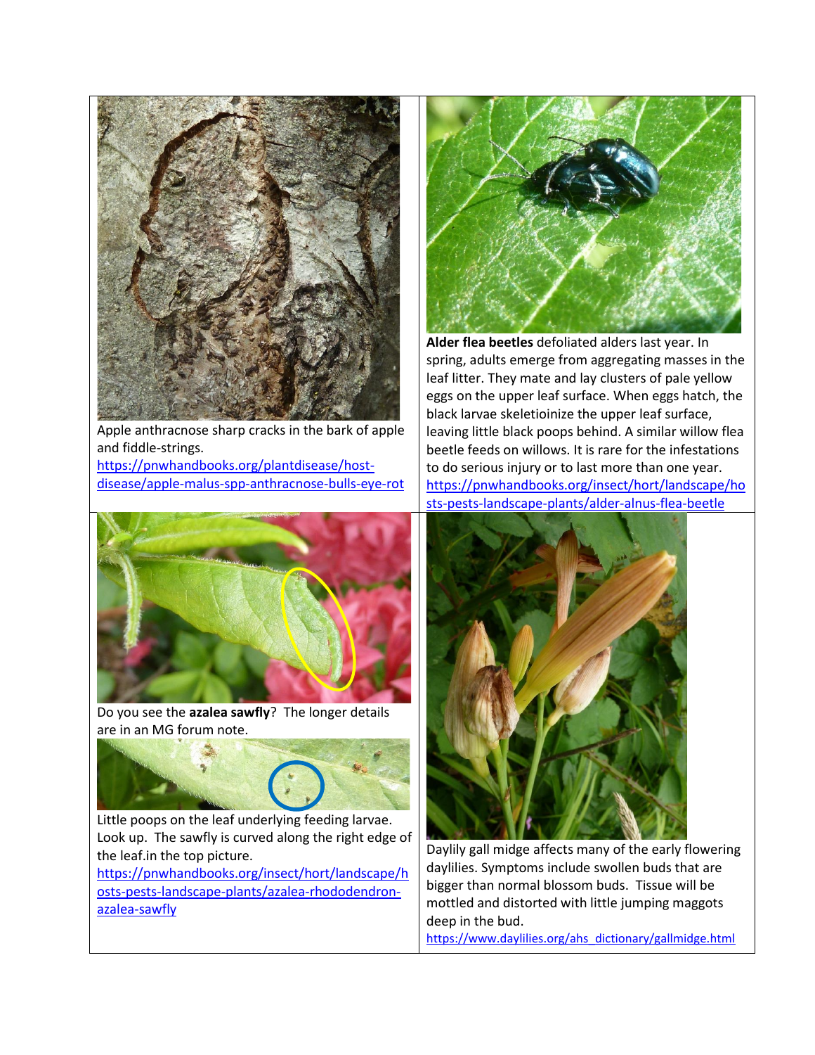Apple anthracnose sharp cracks in the bark of apple and fiddle-strings.
https://pnwhandbooks.org/plantdisease/host-disease/apple-malus-spp-anthracnose-bulls-eye-rot

**Alder flea beetles** defoliated alders last year. In spring, adults emerge from aggregating masses in the leaf litter. They mate and lay clusters of pale yellow eggs on the upper leaf surface. When eggs hatch, the black larvae skeletioinize the upper leaf surface, leaving little black poops behind. A similar willow flea beetle feeds on willows. It is rare for the infestations to do serious injury or to last more than one year.
https://pnwhandbooks.org/insect/hort/landscape/hosts-pests-landscape-plants/alder-alnus-flea-beetle

Do you see the **azalea sawfly**? The longer details are in an MG forum note.

Little poops on the leaf underlying feeding larvae. Look up. The sawfly is curved along the right edge of the leaf.in the top picture.
https://pnwhandbooks.org/insect/hort/landscape/hosts-pests-landscape-plants/azalea-rhododendron-azalea-sawfly

Daylily gall midge affects many of the early flowering daylilies. Symptoms include swollen buds that are bigger than normal blossom buds. Tissue will be mottled and distorted with little jumping maggots deep in the bud.
https://www.daylilies.org/ahs_dictionary/gallmidge.html